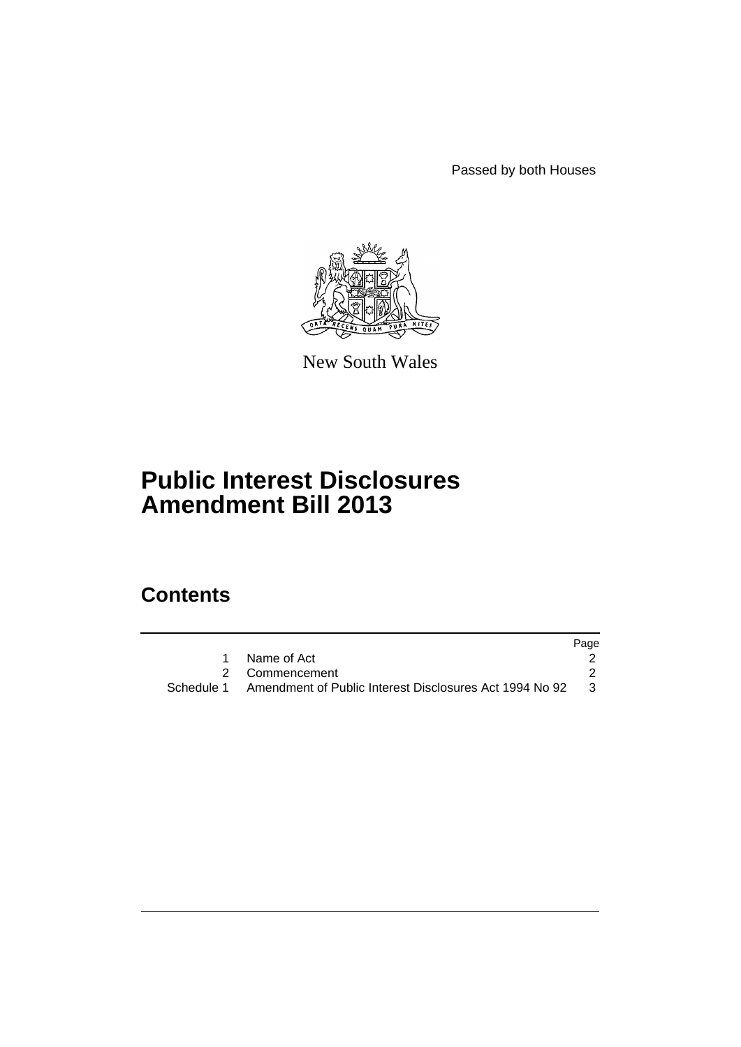Passed by both Houses

New South Wales

# Public Interest Disclosures Amendment Bill 2013

## Contents

| | | Page |
|---|---|---|
| 1 | Name of Act | 2 |
| 2 | Commencement | 2 |
| Schedule 1 | Amendment of Public Interest Disclosures Act 1994 No 92 | 3 |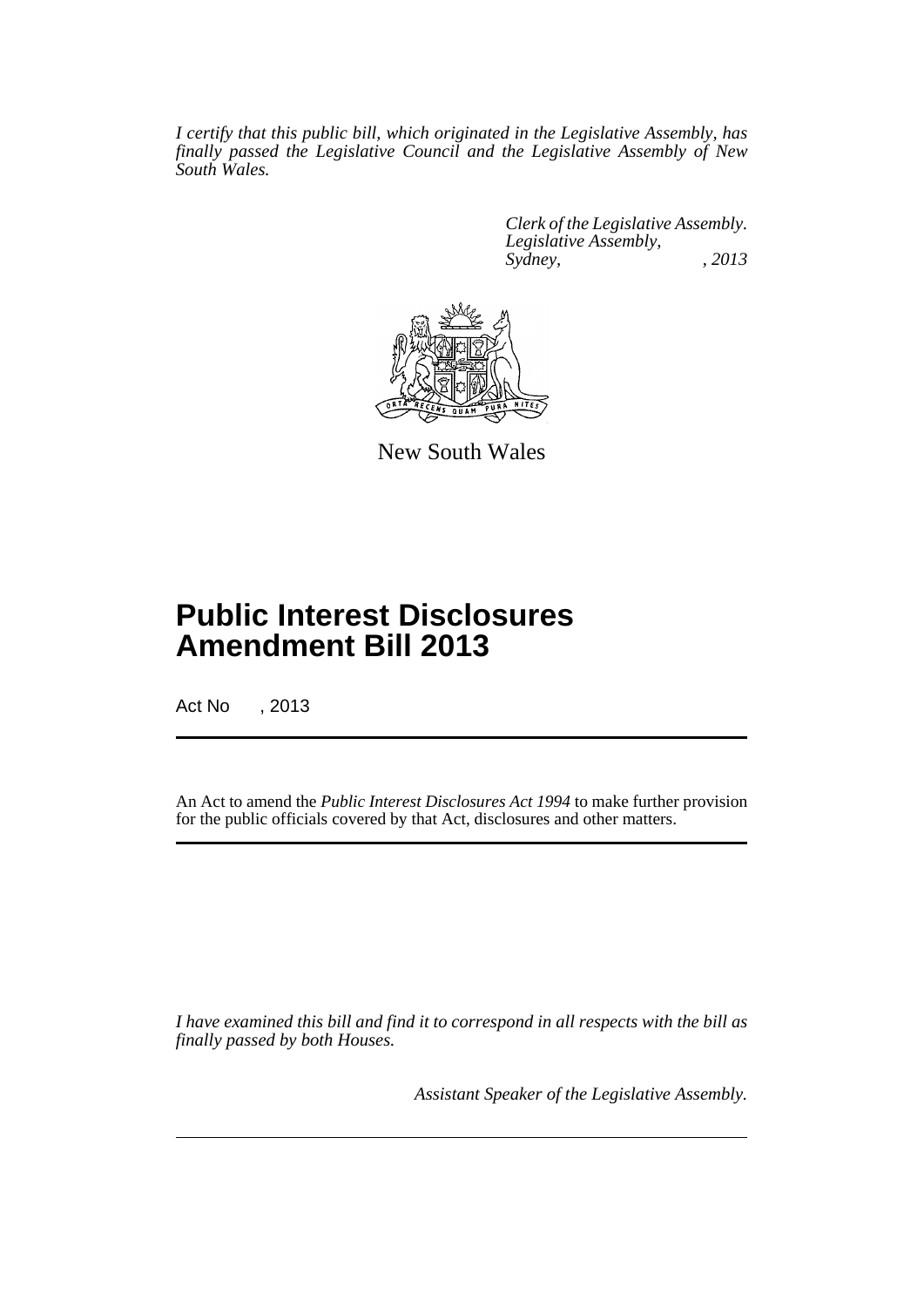*I certify that this public bill, which originated in the Legislative Assembly, has finally passed the Legislative Council and the Legislative Assembly of New South Wales.*

*Clerk of the Legislative Assembly.*
*Legislative Assembly,*
*Sydney, , 2013*

New South Wales

# Public Interest Disclosures Amendment Bill 2013

Act No , 2013

An Act to amend the *Public Interest Disclosures Act 1994* to make further provision for the public officials covered by that Act, disclosures and other matters.

*I have examined this bill and find it to correspond in all respects with the bill as finally passed by both Houses.*

*Assistant Speaker of the Legislative Assembly.*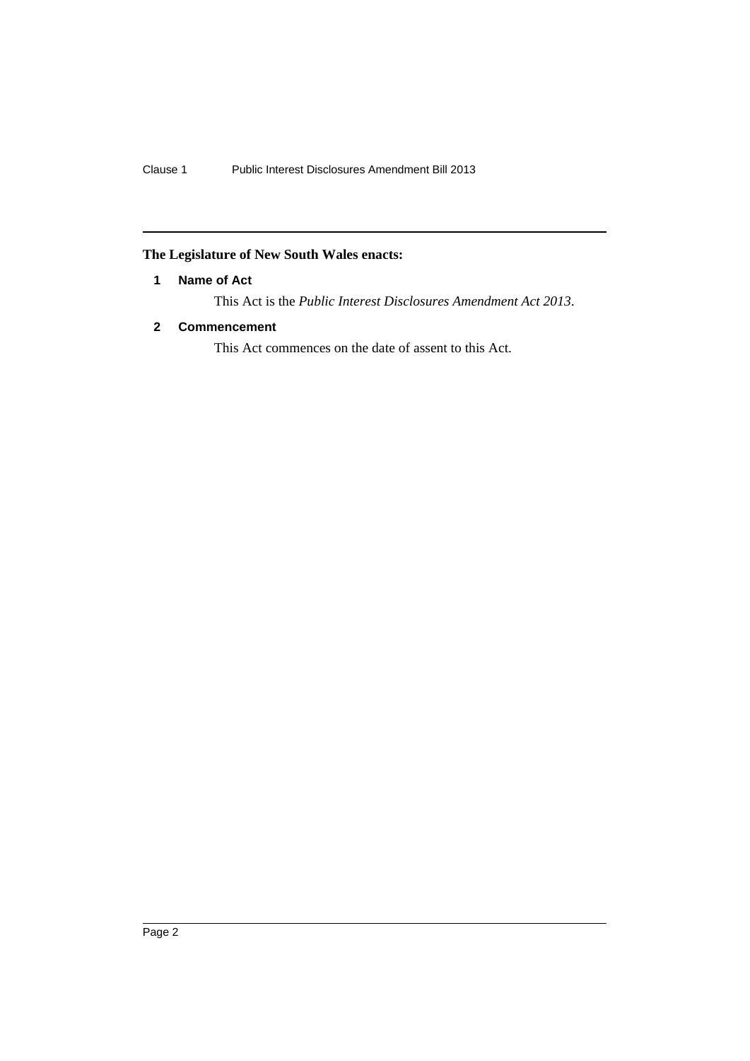**The Legislature of New South Wales enacts:**

### 1 Name of Act

This Act is the *Public Interest Disclosures Amendment Act 2013*.

### 2 Commencement

This Act commences on the date of assent to this Act.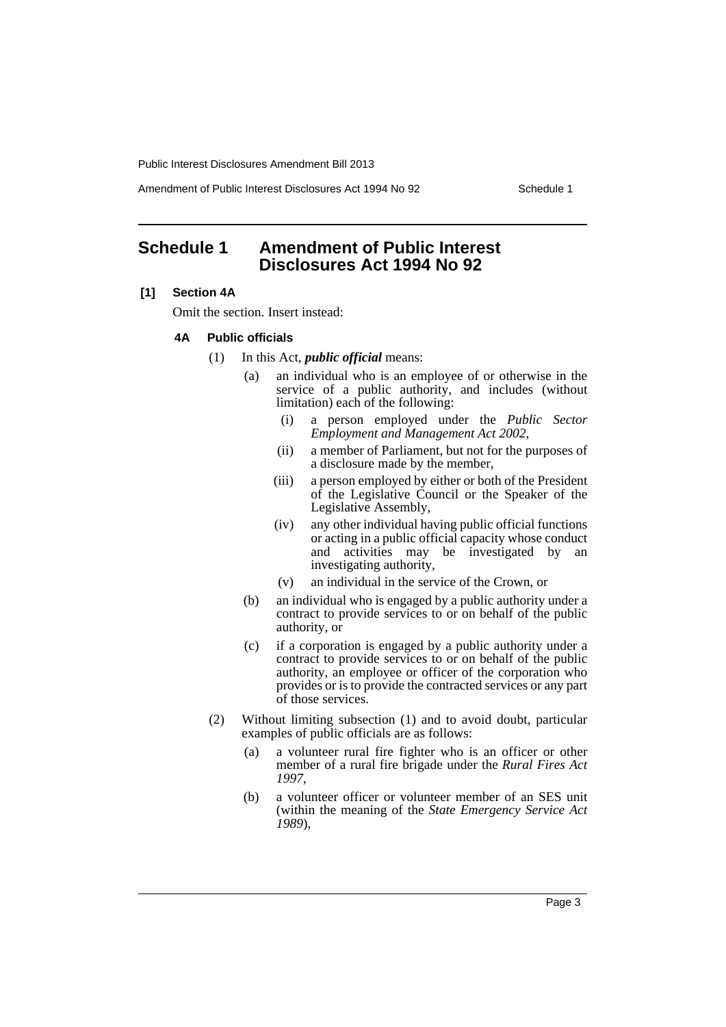# Schedule 1 Amendment of Public Interest Disclosures Act 1994 No 92

**[1] Section 4A**

Omit the section. Insert instead:

**4A Public officials**

(1) In this Act, ***public official*** means:

(a) an individual who is an employee of or otherwise in the service of a public authority, and includes (without limitation) each of the following:

(i) a person employed under the *Public Sector Employment and Management Act 2002*,

(ii) a member of Parliament, but not for the purposes of a disclosure made by the member,

(iii) a person employed by either or both of the President of the Legislative Council or the Speaker of the Legislative Assembly,

(iv) any other individual having public official functions or acting in a public official capacity whose conduct and activities may be investigated by an investigating authority,

(v) an individual in the service of the Crown, or

(b) an individual who is engaged by a public authority under a contract to provide services to or on behalf of the public authority, or

(c) if a corporation is engaged by a public authority under a contract to provide services to or on behalf of the public authority, an employee or officer of the corporation who provides or is to provide the contracted services or any part of those services.

(2) Without limiting subsection (1) and to avoid doubt, particular examples of public officials are as follows:

(a) a volunteer rural fire fighter who is an officer or other member of a rural fire brigade under the *Rural Fires Act 1997*,

(b) a volunteer officer or volunteer member of an SES unit (within the meaning of the *State Emergency Service Act 1989*),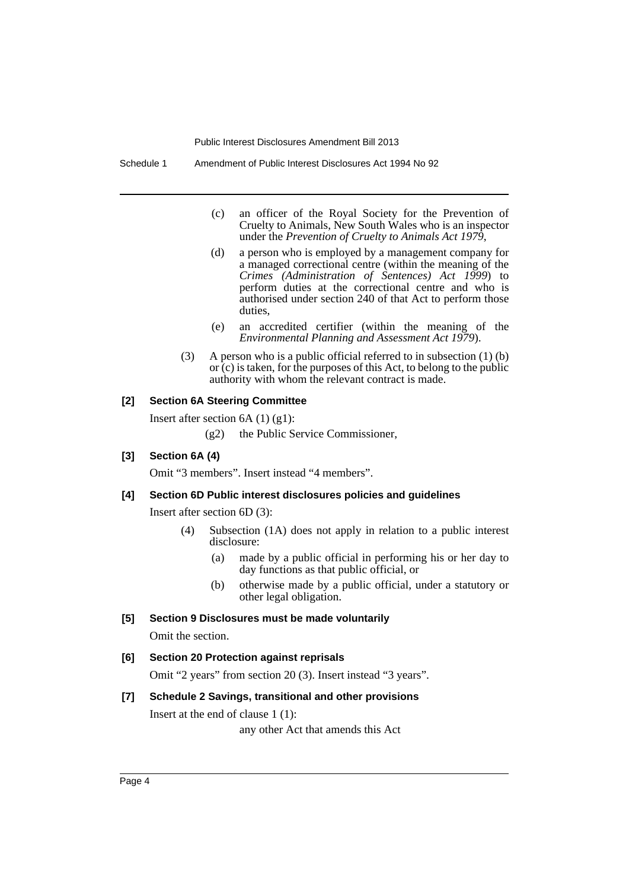(c) an officer of the Royal Society for the Prevention of Cruelty to Animals, New South Wales who is an inspector under the *Prevention of Cruelty to Animals Act 1979*,

(d) a person who is employed by a management company for a managed correctional centre (within the meaning of the *Crimes (Administration of Sentences) Act 1999*) to perform duties at the correctional centre and who is authorised under section 240 of that Act to perform those duties,

(e) an accredited certifier (within the meaning of the *Environmental Planning and Assessment Act 1979*).

(3) A person who is a public official referred to in subsection (1) (b) or (c) is taken, for the purposes of this Act, to belong to the public authority with whom the relevant contract is made.

### [2] Section 6A Steering Committee

Insert after section 6A (1) (g1):

(g2) the Public Service Commissioner,

### [3] Section 6A (4)

Omit "3 members". Insert instead "4 members".

### [4] Section 6D Public interest disclosures policies and guidelines

Insert after section 6D (3):

(4) Subsection (1A) does not apply in relation to a public interest disclosure:

(a) made by a public official in performing his or her day to day functions as that public official, or

(b) otherwise made by a public official, under a statutory or other legal obligation.

### [5] Section 9 Disclosures must be made voluntarily

Omit the section.

### [6] Section 20 Protection against reprisals

Omit "2 years" from section 20 (3). Insert instead "3 years".

### [7] Schedule 2 Savings, transitional and other provisions

Insert at the end of clause 1 (1):

any other Act that amends this Act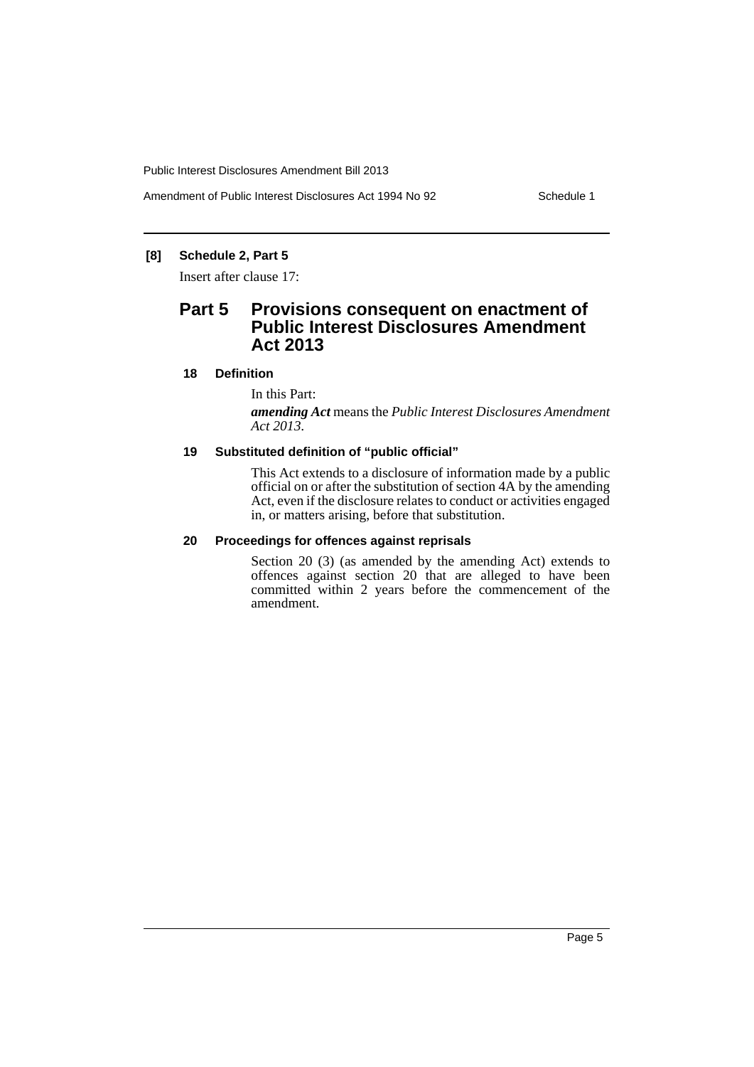**[8] Schedule 2, Part 5**

Insert after clause 17:

## Part 5 Provisions consequent on enactment of Public Interest Disclosures Amendment Act 2013

### 18 Definition

In this Part:

***amending Act*** means the *Public Interest Disclosures Amendment Act 2013*.

### 19 Substituted definition of "public official"

This Act extends to a disclosure of information made by a public official on or after the substitution of section 4A by the amending Act, even if the disclosure relates to conduct or activities engaged in, or matters arising, before that substitution.

### 20 Proceedings for offences against reprisals

Section 20 (3) (as amended by the amending Act) extends to offences against section 20 that are alleged to have been committed within 2 years before the commencement of the amendment.